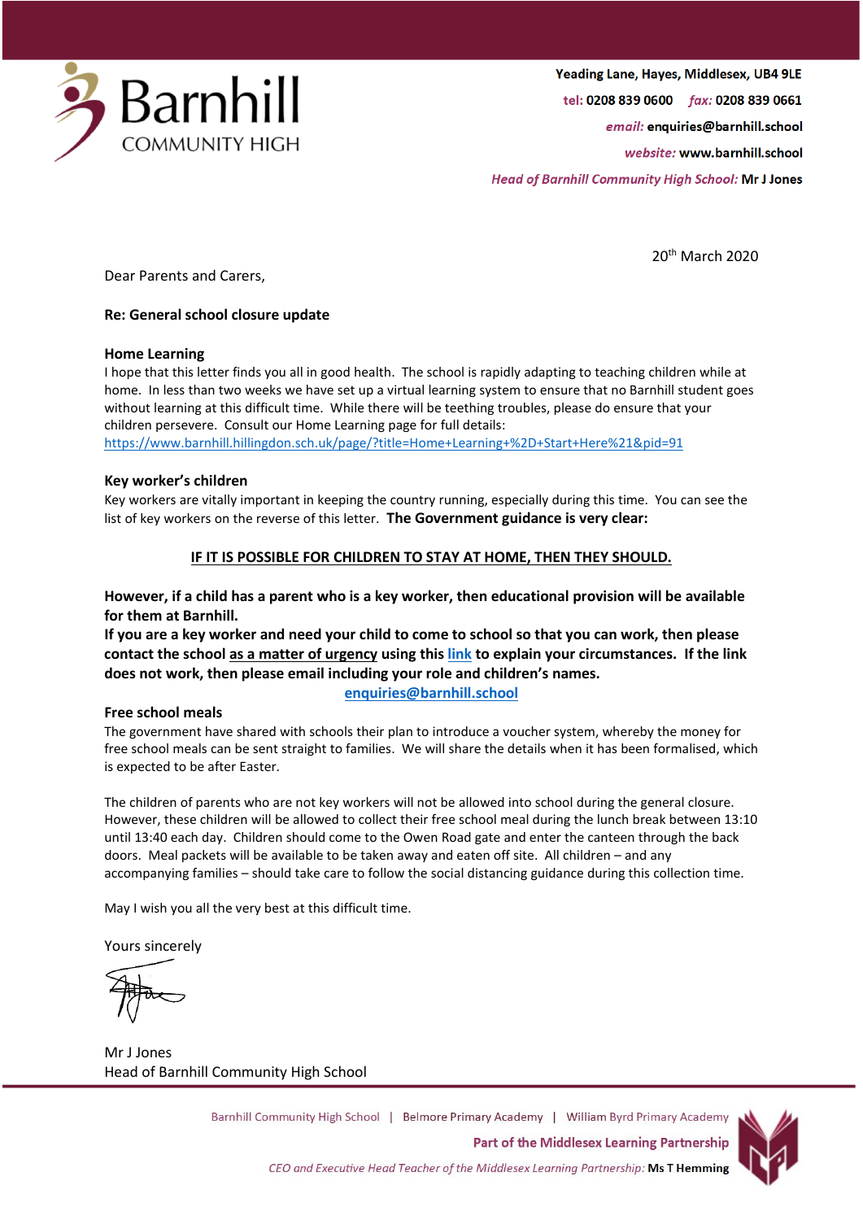Barnhill COMMUNITY HIGH

Yeading Lane, Hayes, Middlesex, UB4 9LE
*tel:* **0208 839 0600** *fax:* **0208 839 0661**
*email:* **enquiries@barnhill.school**
*website:* **www.barnhill.school**
*Head of Barnhill Community High School:* **Mr J Jones**

20th March 2020

Dear Parents and Carers,

**Re: General school closure update**

**Home Learning**

I hope that this letter finds you all in good health. The school is rapidly adapting to teaching children while at home. In less than two weeks we have set up a virtual learning system to ensure that no Barnhill student goes without learning at this difficult time. While there will be teething troubles, please do ensure that your children persevere. Consult our Home Learning page for full details:
https://www.barnhill.hillingdon.sch.uk/page/?title=Home+Learning+%2D+Start+Here%21&pid=91

**Key worker's children**

Key workers are vitally important in keeping the country running, especially during this time. You can see the list of key workers on the reverse of this letter. **The Government guidance is very clear:**

**IF IT IS POSSIBLE FOR CHILDREN TO STAY AT HOME, THEN THEY SHOULD.**

**However, if a child has a parent who is a key worker, then educational provision will be available for them at Barnhill.**
**If you are a key worker and need your child to come to school so that you can work, then please contact the school as a matter of urgency using this link to explain your circumstances. If the link does not work, then please email including your role and children's names.**

**enquiries@barnhill.school**

**Free school meals**

The government have shared with schools their plan to introduce a voucher system, whereby the money for free school meals can be sent straight to families. We will share the details when it has been formalised, which is expected to be after Easter.

The children of parents who are not key workers will not be allowed into school during the general closure. However, these children will be allowed to collect their free school meal during the lunch break between 13:10 until 13:40 each day. Children should come to the Owen Road gate and enter the canteen through the back doors. Meal packets will be available to be taken away and eaten off site. All children – and any accompanying families – should take care to follow the social distancing guidance during this collection time.

May I wish you all the very best at this difficult time.

Yours sincerely

Mr J Jones
Head of Barnhill Community High School

Barnhill Community High School | Belmore Primary Academy | William Byrd Primary Academy
**Part of the Middlesex Learning Partnership**
*CEO and Executive Head Teacher of the Middlesex Learning Partnership:* **Ms T Hemming**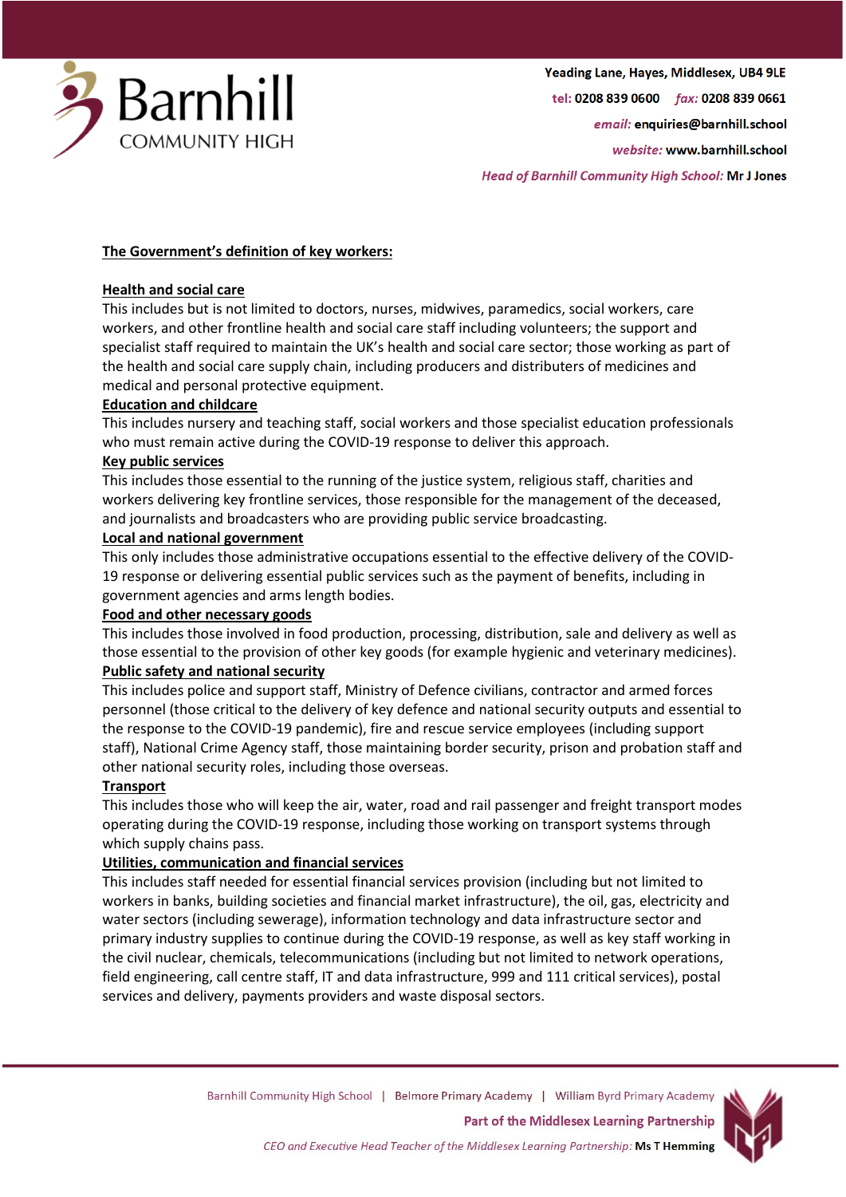**The Government's definition of key workers:**

**Health and social care**

This includes but is not limited to doctors, nurses, midwives, paramedics, social workers, care workers, and other frontline health and social care staff including volunteers; the support and specialist staff required to maintain the UK's health and social care sector; those working as part of the health and social care supply chain, including producers and distributers of medicines and medical and personal protective equipment.

**Education and childcare**

This includes nursery and teaching staff, social workers and those specialist education professionals who must remain active during the COVID-19 response to deliver this approach.

**Key public services**

This includes those essential to the running of the justice system, religious staff, charities and workers delivering key frontline services, those responsible for the management of the deceased, and journalists and broadcasters who are providing public service broadcasting.

**Local and national government**

This only includes those administrative occupations essential to the effective delivery of the COVID-19 response or delivering essential public services such as the payment of benefits, including in government agencies and arms length bodies.

**Food and other necessary goods**

This includes those involved in food production, processing, distribution, sale and delivery as well as those essential to the provision of other key goods (for example hygienic and veterinary medicines).

**Public safety and national security**

This includes police and support staff, Ministry of Defence civilians, contractor and armed forces personnel (those critical to the delivery of key defence and national security outputs and essential to the response to the COVID-19 pandemic), fire and rescue service employees (including support staff), National Crime Agency staff, those maintaining border security, prison and probation staff and other national security roles, including those overseas.

**Transport**

This includes those who will keep the air, water, road and rail passenger and freight transport modes operating during the COVID-19 response, including those working on transport systems through which supply chains pass.

**Utilities, communication and financial services**

This includes staff needed for essential financial services provision (including but not limited to workers in banks, building societies and financial market infrastructure), the oil, gas, electricity and water sectors (including sewerage), information technology and data infrastructure sector and primary industry supplies to continue during the COVID-19 response, as well as key staff working in the civil nuclear, chemicals, telecommunications (including but not limited to network operations, field engineering, call centre staff, IT and data infrastructure, 999 and 111 critical services), postal services and delivery, payments providers and waste disposal sectors.